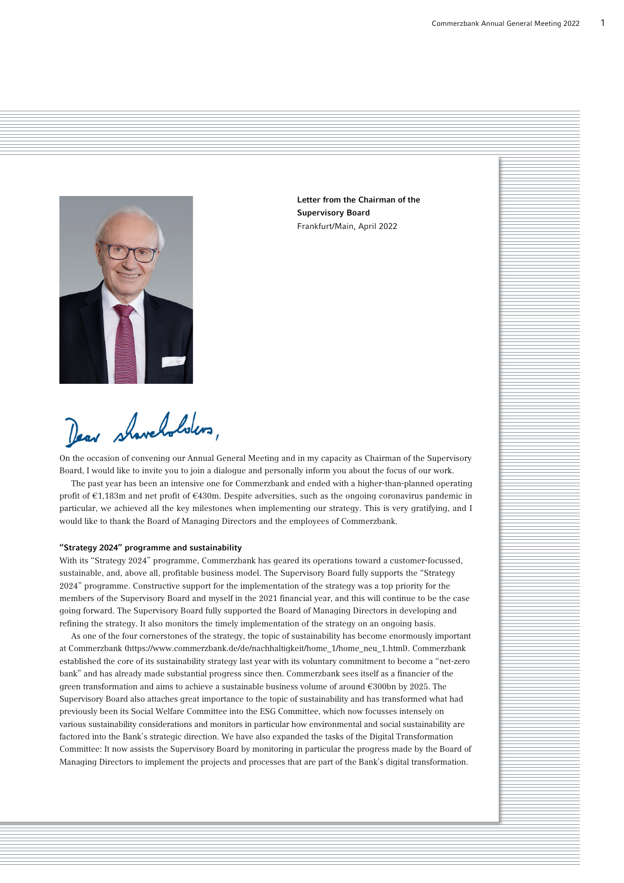**Letter from the Chairman of the Supervisory Board**
Frankfurt/Main, April 2022

Dear shareholders,

On the occasion of convening our Annual General Meeting and in my capacity as Chairman of the Supervisory Board, I would like to invite you to join a dialogue and personally inform you about the focus of our work.

The past year has been an intensive one for Commerzbank and ended with a higher-than-planned operating profit of €1,183m and net profit of €430m. Despite adversities, such as the ongoing coronavirus pandemic in particular, we achieved all the key milestones when implementing our strategy. This is very gratifying, and I would like to thank the Board of Managing Directors and the employees of Commerzbank.

#### "Strategy 2024" programme and sustainability

With its "Strategy 2024" programme, Commerzbank has geared its operations toward a customer-focussed, sustainable, and, above all, profitable business model. The Supervisory Board fully supports the "Strategy 2024" programme. Constructive support for the implementation of the strategy was a top priority for the members of the Supervisory Board and myself in the 2021 financial year, and this will continue to be the case going forward. The Supervisory Board fully supported the Board of Managing Directors in developing and refining the strategy. It also monitors the timely implementation of the strategy on an ongoing basis.

As one of the four cornerstones of the strategy, the topic of sustainability has become enormously important at Commerzbank (https://www.commerzbank.de/de/nachhaltigkeit/home_1/home_neu_1.html). Commerzbank established the core of its sustainability strategy last year with its voluntary commitment to become a "net-zero bank" and has already made substantial progress since then. Commerzbank sees itself as a financier of the green transformation and aims to achieve a sustainable business volume of around €300bn by 2025. The Supervisory Board also attaches great importance to the topic of sustainability and has transformed what had previously been its Social Welfare Committee into the ESG Committee, which now focusses intensely on various sustainability considerations and monitors in particular how environmental and social sustainability are factored into the Bank's strategic direction. We have also expanded the tasks of the Digital Transformation Committee: It now assists the Supervisory Board by monitoring in particular the progress made by the Board of Managing Directors to implement the projects and processes that are part of the Bank's digital transformation.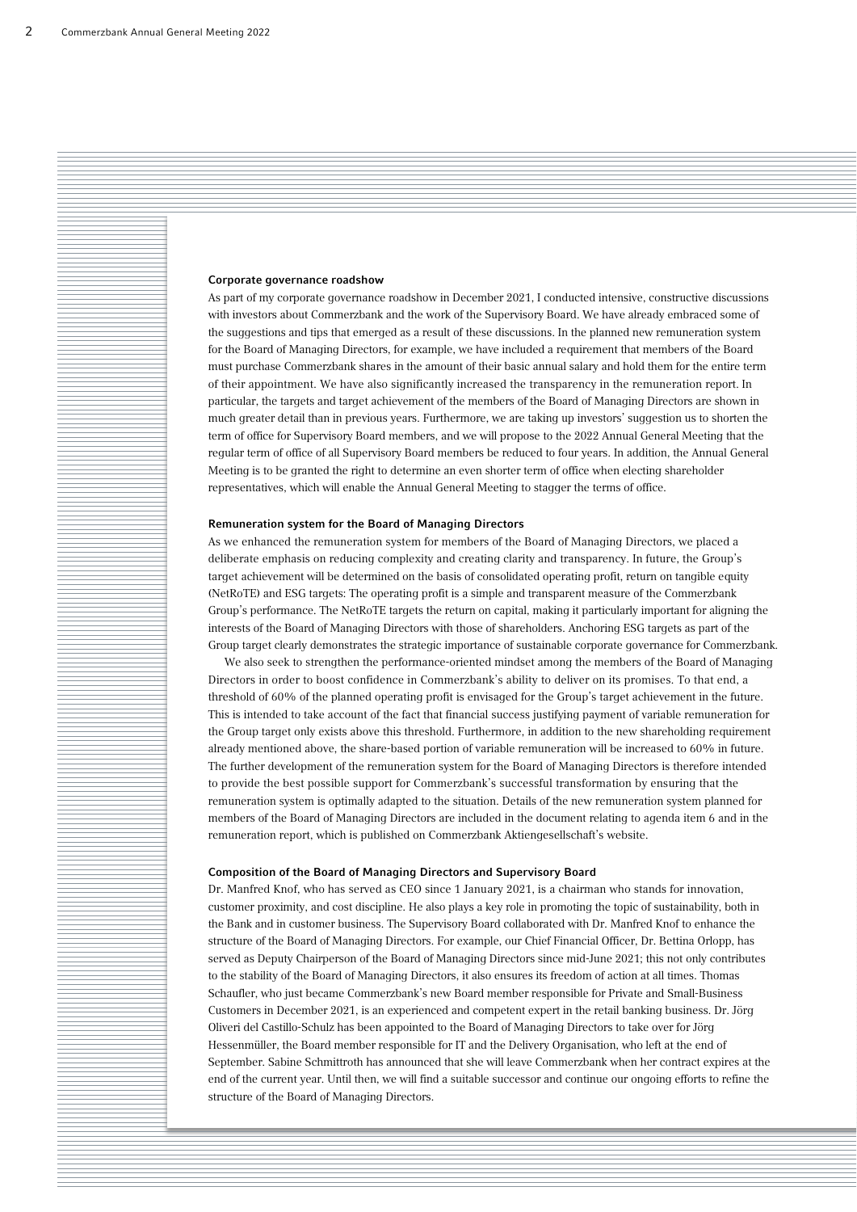**Corporate governance roadshow**

As part of my corporate governance roadshow in December 2021, I conducted intensive, constructive discussions with investors about Commerzbank and the work of the Supervisory Board. We have already embraced some of the suggestions and tips that emerged as a result of these discussions. In the planned new remuneration system for the Board of Managing Directors, for example, we have included a requirement that members of the Board must purchase Commerzbank shares in the amount of their basic annual salary and hold them for the entire term of their appointment. We have also significantly increased the transparency in the remuneration report. In particular, the targets and target achievement of the members of the Board of Managing Directors are shown in much greater detail than in previous years. Furthermore, we are taking up investors' suggestion us to shorten the term of office for Supervisory Board members, and we will propose to the 2022 Annual General Meeting that the regular term of office of all Supervisory Board members be reduced to four years. In addition, the Annual General Meeting is to be granted the right to determine an even shorter term of office when electing shareholder representatives, which will enable the Annual General Meeting to stagger the terms of office.

**Remuneration system for the Board of Managing Directors**

As we enhanced the remuneration system for members of the Board of Managing Directors, we placed a deliberate emphasis on reducing complexity and creating clarity and transparency. In future, the Group's target achievement will be determined on the basis of consolidated operating profit, return on tangible equity (NetRoTE) and ESG targets: The operating profit is a simple and transparent measure of the Commerzbank Group's performance. The NetRoTE targets the return on capital, making it particularly important for aligning the interests of the Board of Managing Directors with those of shareholders. Anchoring ESG targets as part of the Group target clearly demonstrates the strategic importance of sustainable corporate governance for Commerzbank.

We also seek to strengthen the performance-oriented mindset among the members of the Board of Managing Directors in order to boost confidence in Commerzbank's ability to deliver on its promises. To that end, a threshold of 60% of the planned operating profit is envisaged for the Group's target achievement in the future. This is intended to take account of the fact that financial success justifying payment of variable remuneration for the Group target only exists above this threshold. Furthermore, in addition to the new shareholding requirement already mentioned above, the share-based portion of variable remuneration will be increased to 60% in future. The further development of the remuneration system for the Board of Managing Directors is therefore intended to provide the best possible support for Commerzbank's successful transformation by ensuring that the remuneration system is optimally adapted to the situation. Details of the new remuneration system planned for members of the Board of Managing Directors are included in the document relating to agenda item 6 and in the remuneration report, which is published on Commerzbank Aktiengesellschaft's website.

**Composition of the Board of Managing Directors and Supervisory Board**

Dr. Manfred Knof, who has served as CEO since 1 January 2021, is a chairman who stands for innovation, customer proximity, and cost discipline. He also plays a key role in promoting the topic of sustainability, both in the Bank and in customer business. The Supervisory Board collaborated with Dr. Manfred Knof to enhance the structure of the Board of Managing Directors. For example, our Chief Financial Officer, Dr. Bettina Orlopp, has served as Deputy Chairperson of the Board of Managing Directors since mid-June 2021; this not only contributes to the stability of the Board of Managing Directors, it also ensures its freedom of action at all times. Thomas Schaufler, who just became Commerzbank's new Board member responsible for Private and Small-Business Customers in December 2021, is an experienced and competent expert in the retail banking business. Dr. Jörg Oliveri del Castillo-Schulz has been appointed to the Board of Managing Directors to take over for Jörg Hessenmüller, the Board member responsible for IT and the Delivery Organisation, who left at the end of September. Sabine Schmittroth has announced that she will leave Commerzbank when her contract expires at the end of the current year. Until then, we will find a suitable successor and continue our ongoing efforts to refine the structure of the Board of Managing Directors.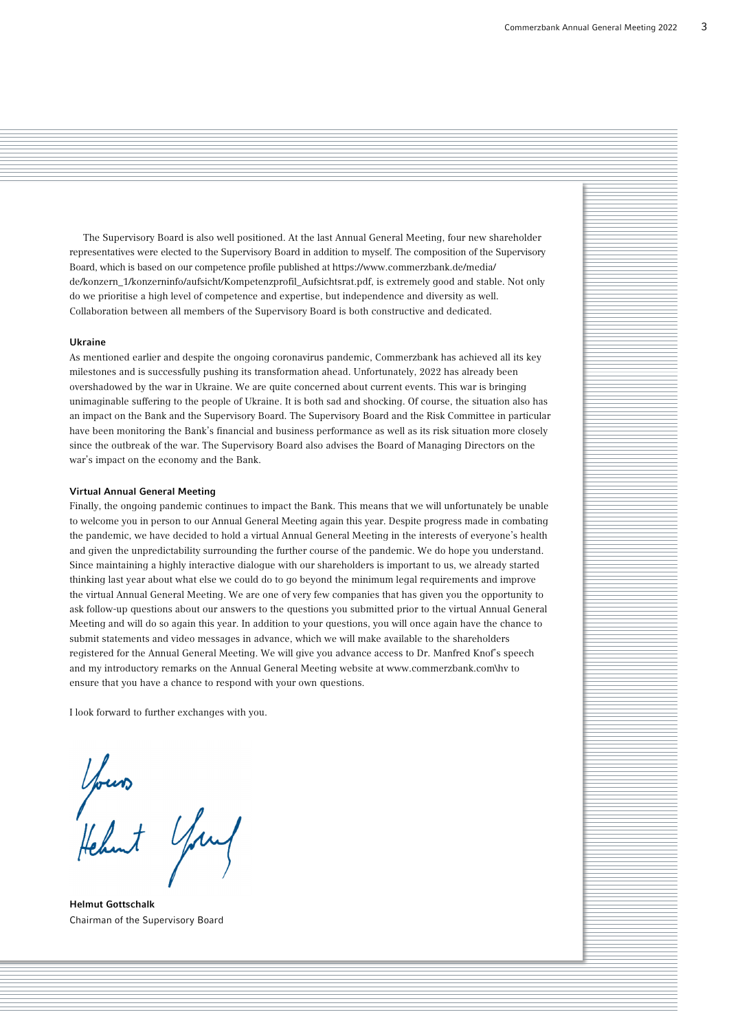The Supervisory Board is also well positioned. At the last Annual General Meeting, four new shareholder representatives were elected to the Supervisory Board in addition to myself. The composition of the Supervisory Board, which is based on our competence profile published at https://www.commerzbank.de/media/de/konzern_1/konzerninfo/aufsicht/Kompetenzprofil_Aufsichtsrat.pdf, is extremely good and stable. Not only do we prioritise a high level of competence and expertise, but independence and diversity as well. Collaboration between all members of the Supervisory Board is both constructive and dedicated.

**Ukraine**

As mentioned earlier and despite the ongoing coronavirus pandemic, Commerzbank has achieved all its key milestones and is successfully pushing its transformation ahead. Unfortunately, 2022 has already been overshadowed by the war in Ukraine. We are quite concerned about current events. This war is bringing unimaginable suffering to the people of Ukraine. It is both sad and shocking. Of course, the situation also has an impact on the Bank and the Supervisory Board. The Supervisory Board and the Risk Committee in particular have been monitoring the Bank's financial and business performance as well as its risk situation more closely since the outbreak of the war. The Supervisory Board also advises the Board of Managing Directors on the war's impact on the economy and the Bank.

**Virtual Annual General Meeting**

Finally, the ongoing pandemic continues to impact the Bank. This means that we will unfortunately be unable to welcome you in person to our Annual General Meeting again this year. Despite progress made in combating the pandemic, we have decided to hold a virtual Annual General Meeting in the interests of everyone's health and given the unpredictability surrounding the further course of the pandemic. We do hope you understand. Since maintaining a highly interactive dialogue with our shareholders is important to us, we already started thinking last year about what else we could do to go beyond the minimum legal requirements and improve the virtual Annual General Meeting. We are one of very few companies that has given you the opportunity to ask follow-up questions about our answers to the questions you submitted prior to the virtual Annual General Meeting and will do so again this year. In addition to your questions, you will once again have the chance to submit statements and video messages in advance, which we will make available to the shareholders registered for the Annual General Meeting. We will give you advance access to Dr. Manfred Knof's speech and my introductory remarks on the Annual General Meeting website at www.commerzbank.com\hv to ensure that you have a chance to respond with your own questions.

I look forward to further exchanges with you.

Yours
Helmut Gottschalk

**Helmut Gottschalk**
Chairman of the Supervisory Board